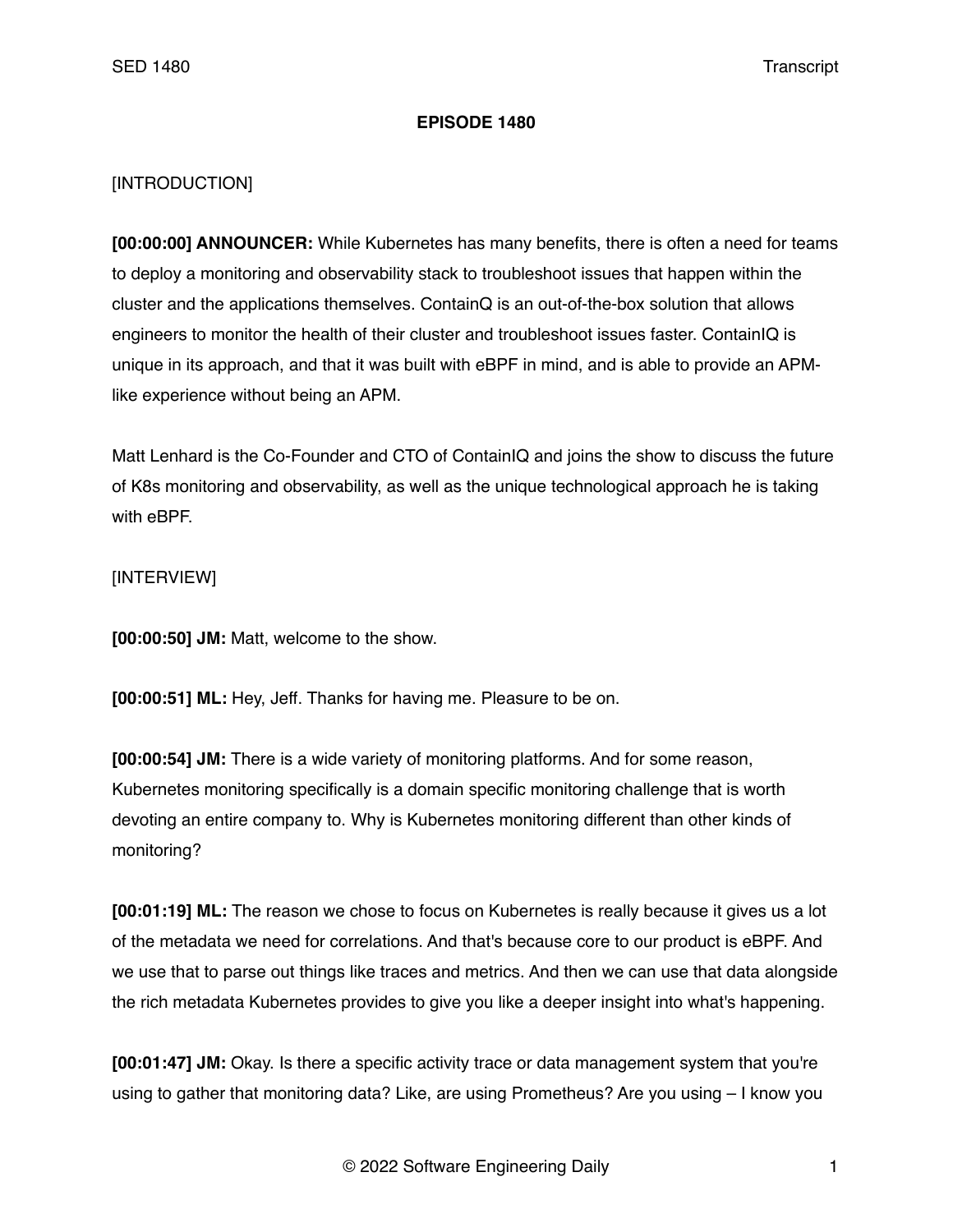**EPISODE 1480**

[INTRODUCTION]

**[00:00:00] ANNOUNCER:** While Kubernetes has many benefits, there is often a need for teams to deploy a monitoring and observability stack to troubleshoot issues that happen within the cluster and the applications themselves. ContainQ is an out-of-the-box solution that allows engineers to monitor the health of their cluster and troubleshoot issues faster. ContainIQ is unique in its approach, and that it was built with eBPF in mind, and is able to provide an APM-like experience without being an APM.

Matt Lenhard is the Co-Founder and CTO of ContainIQ and joins the show to discuss the future of K8s monitoring and observability, as well as the unique technological approach he is taking with eBPF.

[INTERVIEW]

**[00:00:50] JM:** Matt, welcome to the show.

**[00:00:51] ML:** Hey, Jeff. Thanks for having me. Pleasure to be on.

**[00:00:54] JM:** There is a wide variety of monitoring platforms. And for some reason, Kubernetes monitoring specifically is a domain specific monitoring challenge that is worth devoting an entire company to. Why is Kubernetes monitoring different than other kinds of monitoring?

**[00:01:19] ML:** The reason we chose to focus on Kubernetes is really because it gives us a lot of the metadata we need for correlations. And that's because core to our product is eBPF. And we use that to parse out things like traces and metrics. And then we can use that data alongside the rich metadata Kubernetes provides to give you like a deeper insight into what's happening.

**[00:01:47] JM:** Okay. Is there a specific activity trace or data management system that you're using to gather that monitoring data? Like, are using Prometheus? Are you using – I know you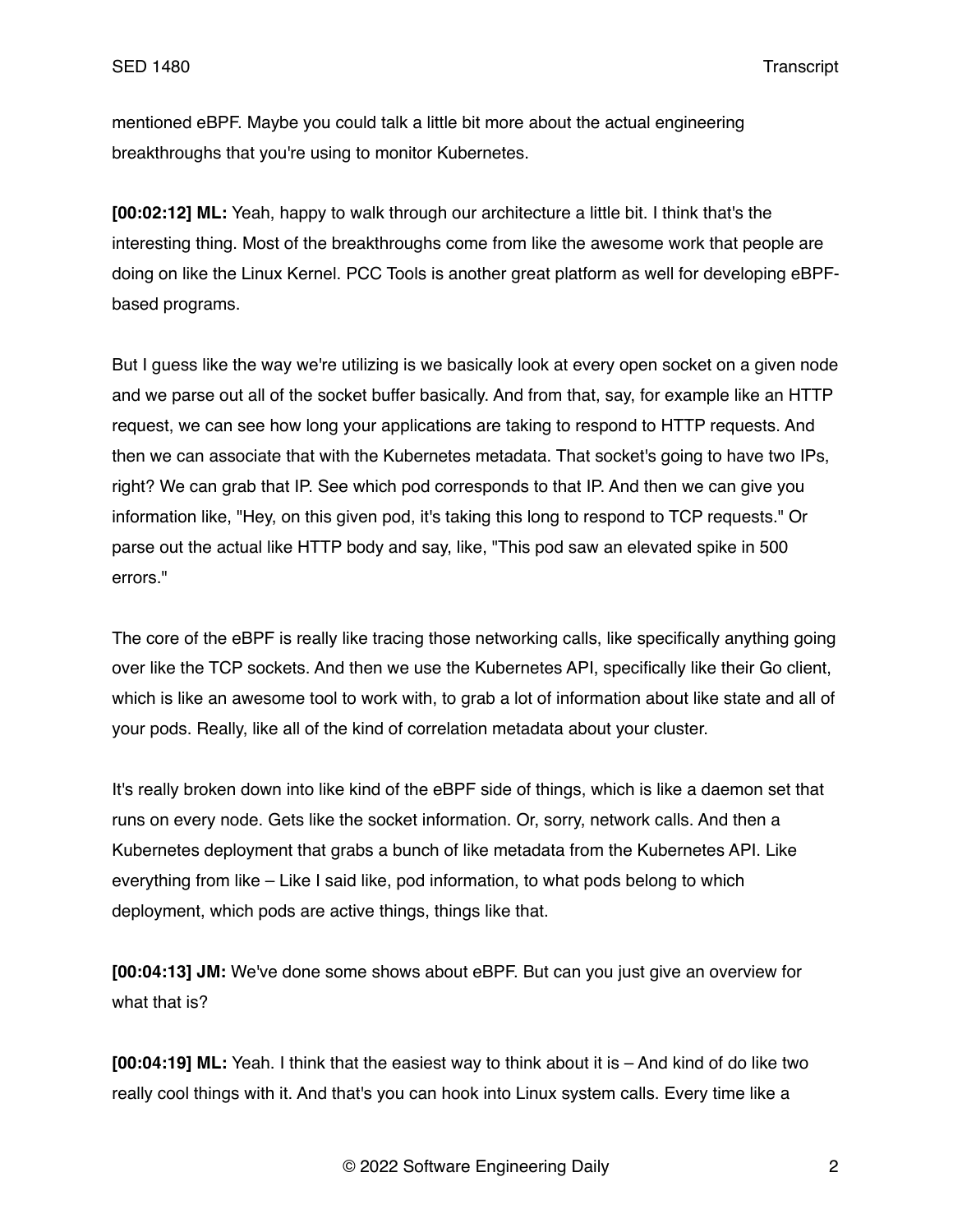mentioned eBPF. Maybe you could talk a little bit more about the actual engineering breakthroughs that you're using to monitor Kubernetes.

**[00:02:12] ML:** Yeah, happy to walk through our architecture a little bit. I think that's the interesting thing. Most of the breakthroughs come from like the awesome work that people are doing on like the Linux Kernel. PCC Tools is another great platform as well for developing eBPF-based programs.

But I guess like the way we're utilizing is we basically look at every open socket on a given node and we parse out all of the socket buffer basically. And from that, say, for example like an HTTP request, we can see how long your applications are taking to respond to HTTP requests. And then we can associate that with the Kubernetes metadata. That socket's going to have two IPs, right? We can grab that IP. See which pod corresponds to that IP. And then we can give you information like, "Hey, on this given pod, it's taking this long to respond to TCP requests." Or parse out the actual like HTTP body and say, like, "This pod saw an elevated spike in 500 errors."

The core of the eBPF is really like tracing those networking calls, like specifically anything going over like the TCP sockets. And then we use the Kubernetes API, specifically like their Go client, which is like an awesome tool to work with, to grab a lot of information about like state and all of your pods. Really, like all of the kind of correlation metadata about your cluster.

It's really broken down into like kind of the eBPF side of things, which is like a daemon set that runs on every node. Gets like the socket information. Or, sorry, network calls. And then a Kubernetes deployment that grabs a bunch of like metadata from the Kubernetes API. Like everything from like – Like I said like, pod information, to what pods belong to which deployment, which pods are active things, things like that.

**[00:04:13] JM:** We've done some shows about eBPF. But can you just give an overview for what that is?

**[00:04:19] ML:** Yeah. I think that the easiest way to think about it is – And kind of do like two really cool things with it. And that's you can hook into Linux system calls. Every time like a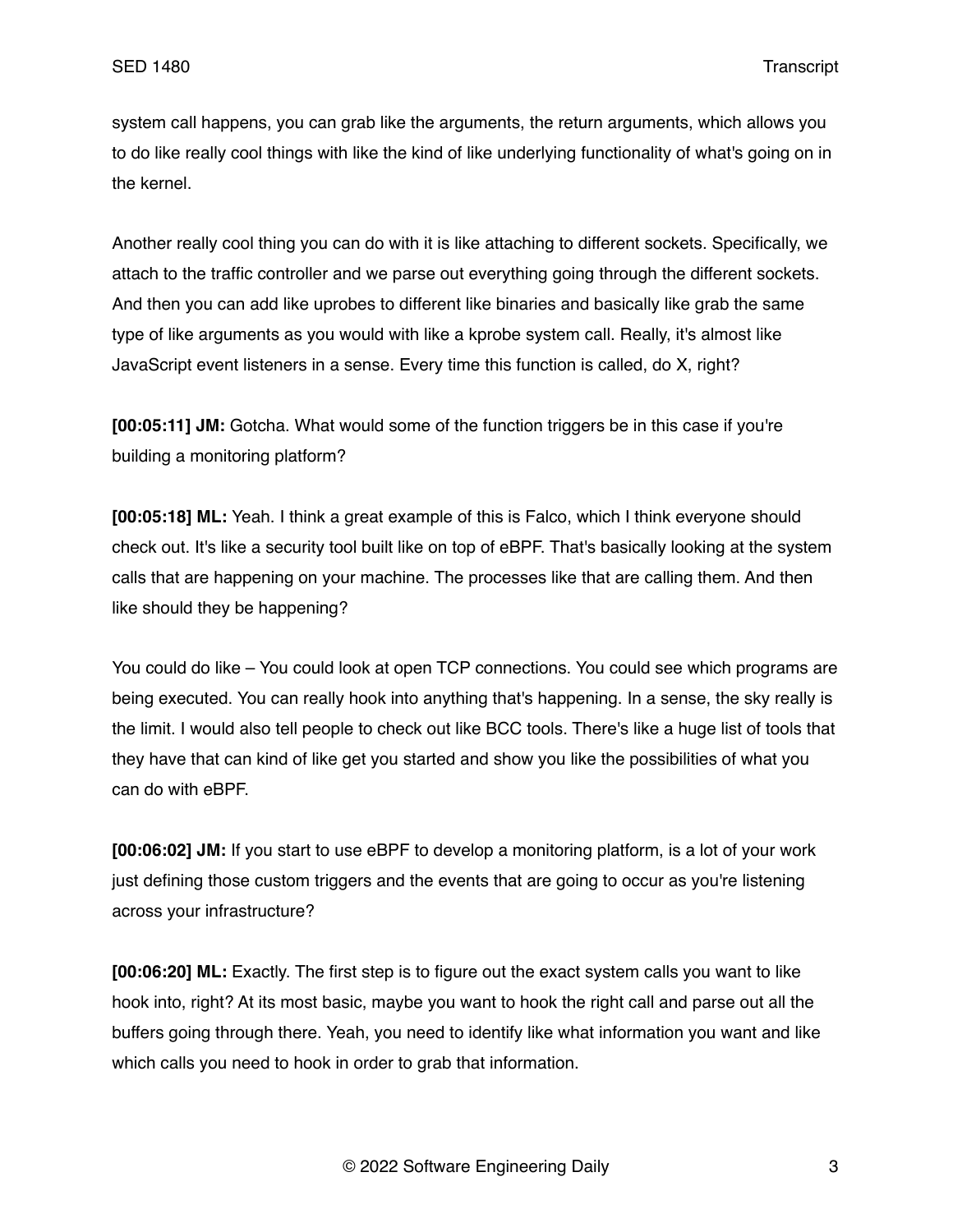system call happens, you can grab like the arguments, the return arguments, which allows you to do like really cool things with like the kind of like underlying functionality of what's going on in the kernel.

Another really cool thing you can do with it is like attaching to different sockets. Specifically, we attach to the traffic controller and we parse out everything going through the different sockets. And then you can add like uprobes to different like binaries and basically like grab the same type of like arguments as you would with like a kprobe system call. Really, it's almost like JavaScript event listeners in a sense. Every time this function is called, do X, right?

**[00:05:11] JM:** Gotcha. What would some of the function triggers be in this case if you're building a monitoring platform?

**[00:05:18] ML:** Yeah. I think a great example of this is Falco, which I think everyone should check out. It's like a security tool built like on top of eBPF. That's basically looking at the system calls that are happening on your machine. The processes like that are calling them. And then like should they be happening?

You could do like – You could look at open TCP connections. You could see which programs are being executed. You can really hook into anything that's happening. In a sense, the sky really is the limit. I would also tell people to check out like BCC tools. There's like a huge list of tools that they have that can kind of like get you started and show you like the possibilities of what you can do with eBPF.

**[00:06:02] JM:** If you start to use eBPF to develop a monitoring platform, is a lot of your work just defining those custom triggers and the events that are going to occur as you're listening across your infrastructure?

**[00:06:20] ML:** Exactly. The first step is to figure out the exact system calls you want to like hook into, right? At its most basic, maybe you want to hook the right call and parse out all the buffers going through there. Yeah, you need to identify like what information you want and like which calls you need to hook in order to grab that information.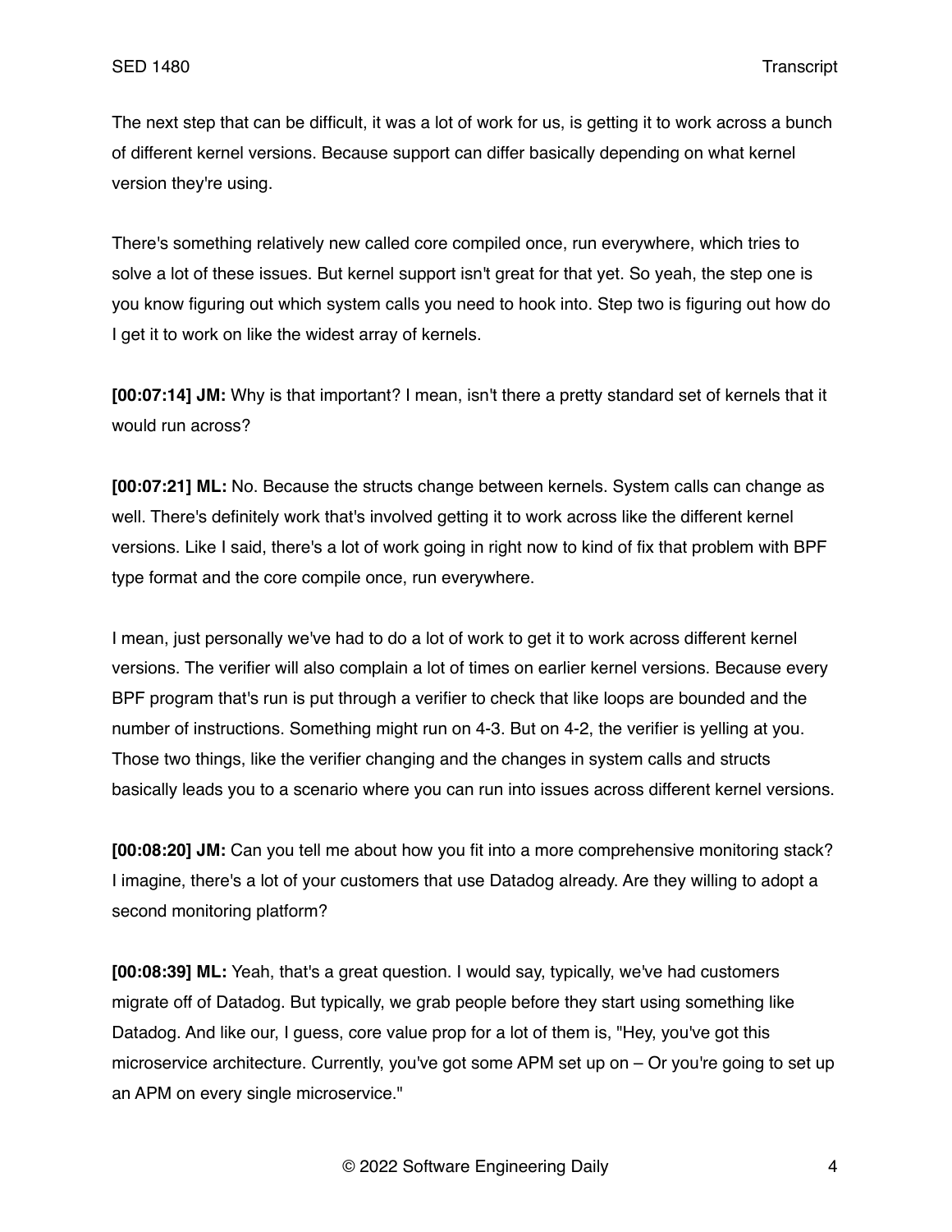The next step that can be difficult, it was a lot of work for us, is getting it to work across a bunch of different kernel versions. Because support can differ basically depending on what kernel version they're using.

There's something relatively new called core compiled once, run everywhere, which tries to solve a lot of these issues. But kernel support isn't great for that yet. So yeah, the step one is you know figuring out which system calls you need to hook into. Step two is figuring out how do I get it to work on like the widest array of kernels.

**[00:07:14] JM:** Why is that important? I mean, isn't there a pretty standard set of kernels that it would run across?

**[00:07:21] ML:** No. Because the structs change between kernels. System calls can change as well. There's definitely work that's involved getting it to work across like the different kernel versions. Like I said, there's a lot of work going in right now to kind of fix that problem with BPF type format and the core compile once, run everywhere.

I mean, just personally we've had to do a lot of work to get it to work across different kernel versions. The verifier will also complain a lot of times on earlier kernel versions. Because every BPF program that's run is put through a verifier to check that like loops are bounded and the number of instructions. Something might run on 4-3. But on 4-2, the verifier is yelling at you. Those two things, like the verifier changing and the changes in system calls and structs basically leads you to a scenario where you can run into issues across different kernel versions.

**[00:08:20] JM:** Can you tell me about how you fit into a more comprehensive monitoring stack? I imagine, there's a lot of your customers that use Datadog already. Are they willing to adopt a second monitoring platform?

**[00:08:39] ML:** Yeah, that's a great question. I would say, typically, we've had customers migrate off of Datadog. But typically, we grab people before they start using something like Datadog. And like our, I guess, core value prop for a lot of them is, "Hey, you've got this microservice architecture. Currently, you've got some APM set up on – Or you're going to set up an APM on every single microservice."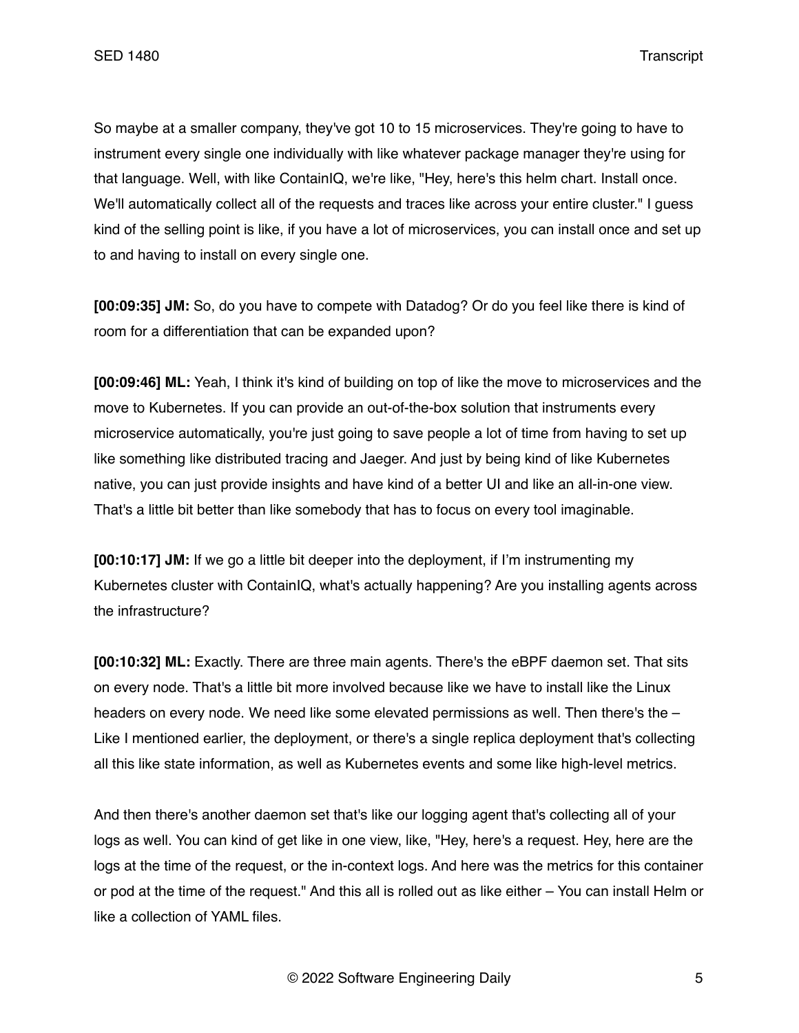So maybe at a smaller company, they've got 10 to 15 microservices. They're going to have to instrument every single one individually with like whatever package manager they're using for that language. Well, with like ContainIQ, we're like, "Hey, here's this helm chart. Install once. We'll automatically collect all of the requests and traces like across your entire cluster." I guess kind of the selling point is like, if you have a lot of microservices, you can install once and set up to and having to install on every single one.

**[00:09:35] JM:** So, do you have to compete with Datadog? Or do you feel like there is kind of room for a differentiation that can be expanded upon?

**[00:09:46] ML:** Yeah, I think it's kind of building on top of like the move to microservices and the move to Kubernetes. If you can provide an out-of-the-box solution that instruments every microservice automatically, you're just going to save people a lot of time from having to set up like something like distributed tracing and Jaeger. And just by being kind of like Kubernetes native, you can just provide insights and have kind of a better UI and like an all-in-one view. That's a little bit better than like somebody that has to focus on every tool imaginable.

**[00:10:17] JM:** If we go a little bit deeper into the deployment, if I'm instrumenting my Kubernetes cluster with ContainIQ, what's actually happening? Are you installing agents across the infrastructure?

**[00:10:32] ML:** Exactly. There are three main agents. There's the eBPF daemon set. That sits on every node. That's a little bit more involved because like we have to install like the Linux headers on every node. We need like some elevated permissions as well. Then there's the – Like I mentioned earlier, the deployment, or there's a single replica deployment that's collecting all this like state information, as well as Kubernetes events and some like high-level metrics.

And then there's another daemon set that's like our logging agent that's collecting all of your logs as well. You can kind of get like in one view, like, "Hey, here's a request. Hey, here are the logs at the time of the request, or the in-context logs. And here was the metrics for this container or pod at the time of the request." And this all is rolled out as like either – You can install Helm or like a collection of YAML files.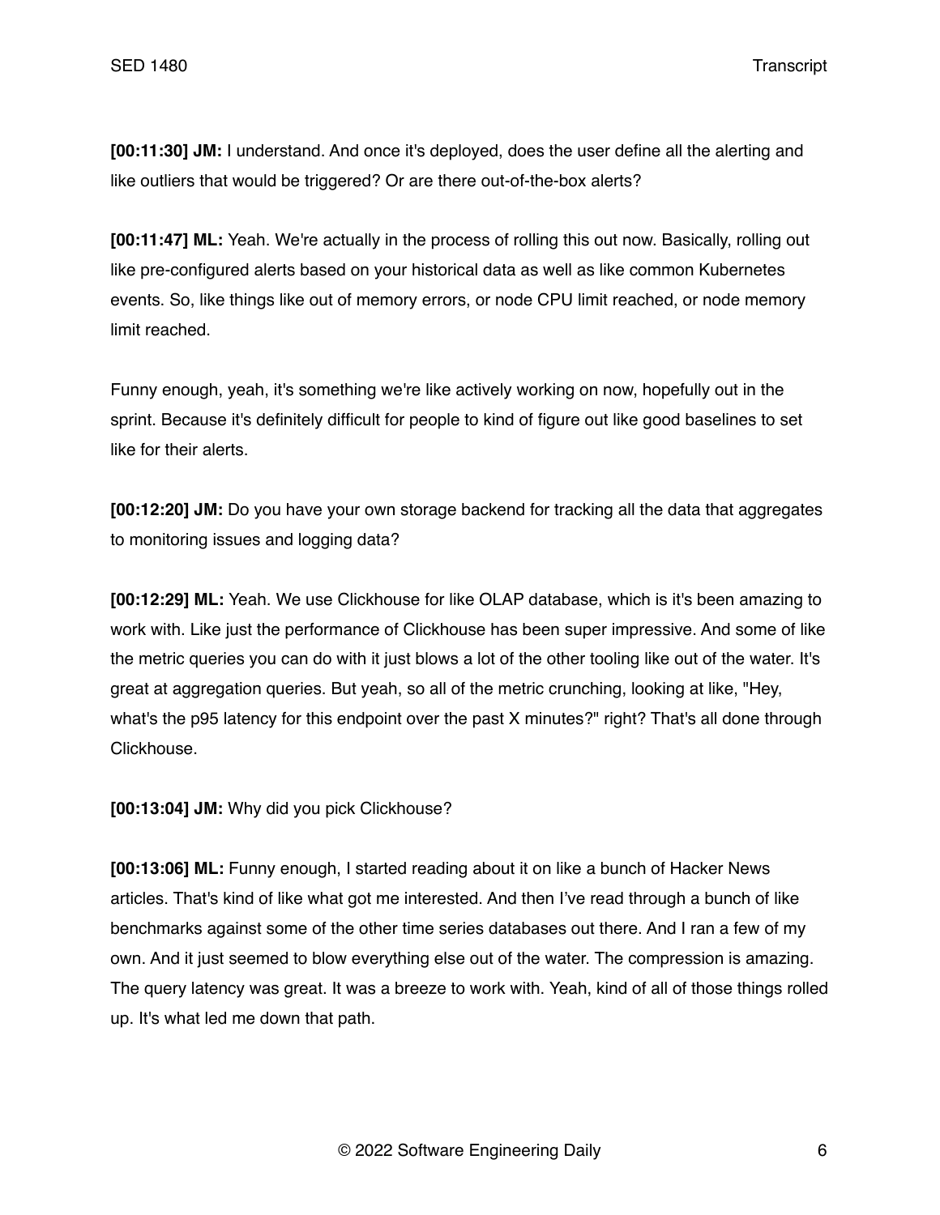**[00:11:30] JM:** I understand. And once it's deployed, does the user define all the alerting and like outliers that would be triggered? Or are there out-of-the-box alerts?

**[00:11:47] ML:** Yeah. We're actually in the process of rolling this out now. Basically, rolling out like pre-configured alerts based on your historical data as well as like common Kubernetes events. So, like things like out of memory errors, or node CPU limit reached, or node memory limit reached.

Funny enough, yeah, it's something we're like actively working on now, hopefully out in the sprint. Because it's definitely difficult for people to kind of figure out like good baselines to set like for their alerts.

**[00:12:20] JM:** Do you have your own storage backend for tracking all the data that aggregates to monitoring issues and logging data?

**[00:12:29] ML:** Yeah. We use Clickhouse for like OLAP database, which is it's been amazing to work with. Like just the performance of Clickhouse has been super impressive. And some of like the metric queries you can do with it just blows a lot of the other tooling like out of the water. It's great at aggregation queries. But yeah, so all of the metric crunching, looking at like, "Hey, what's the p95 latency for this endpoint over the past X minutes?" right? That's all done through Clickhouse.

**[00:13:04] JM:** Why did you pick Clickhouse?

**[00:13:06] ML:** Funny enough, I started reading about it on like a bunch of Hacker News articles. That's kind of like what got me interested. And then I've read through a bunch of like benchmarks against some of the other time series databases out there. And I ran a few of my own. And it just seemed to blow everything else out of the water. The compression is amazing. The query latency was great. It was a breeze to work with. Yeah, kind of all of those things rolled up. It's what led me down that path.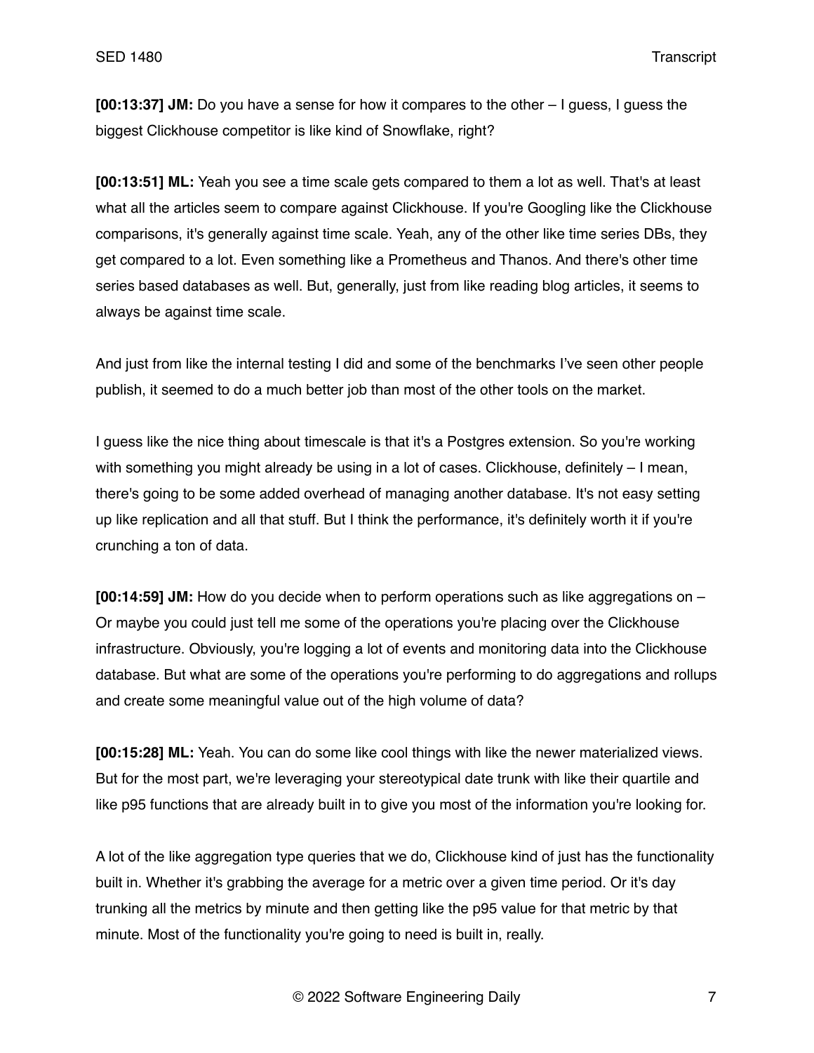**[00:13:37] JM:** Do you have a sense for how it compares to the other – I guess, I guess the biggest Clickhouse competitor is like kind of Snowflake, right?

**[00:13:51] ML:** Yeah you see a time scale gets compared to them a lot as well. That's at least what all the articles seem to compare against Clickhouse. If you're Googling like the Clickhouse comparisons, it's generally against time scale. Yeah, any of the other like time series DBs, they get compared to a lot. Even something like a Prometheus and Thanos. And there's other time series based databases as well. But, generally, just from like reading blog articles, it seems to always be against time scale.

And just from like the internal testing I did and some of the benchmarks I've seen other people publish, it seemed to do a much better job than most of the other tools on the market.

I guess like the nice thing about timescale is that it's a Postgres extension. So you're working with something you might already be using in a lot of cases. Clickhouse, definitely – I mean, there's going to be some added overhead of managing another database. It's not easy setting up like replication and all that stuff. But I think the performance, it's definitely worth it if you're crunching a ton of data.

**[00:14:59] JM:** How do you decide when to perform operations such as like aggregations on – Or maybe you could just tell me some of the operations you're placing over the Clickhouse infrastructure. Obviously, you're logging a lot of events and monitoring data into the Clickhouse database. But what are some of the operations you're performing to do aggregations and rollups and create some meaningful value out of the high volume of data?

**[00:15:28] ML:** Yeah. You can do some like cool things with like the newer materialized views. But for the most part, we're leveraging your stereotypical date trunk with like their quartile and like p95 functions that are already built in to give you most of the information you're looking for.

A lot of the like aggregation type queries that we do, Clickhouse kind of just has the functionality built in. Whether it's grabbing the average for a metric over a given time period. Or it's day trunking all the metrics by minute and then getting like the p95 value for that metric by that minute. Most of the functionality you're going to need is built in, really.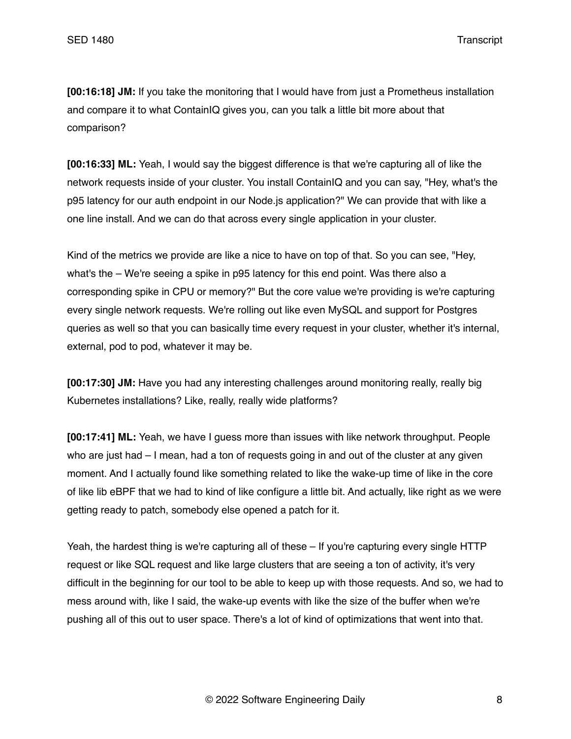**[00:16:18] JM:** If you take the monitoring that I would have from just a Prometheus installation and compare it to what ContainIQ gives you, can you talk a little bit more about that comparison?

**[00:16:33] ML:** Yeah, I would say the biggest difference is that we're capturing all of like the network requests inside of your cluster. You install ContainIQ and you can say, "Hey, what's the p95 latency for our auth endpoint in our Node.js application?" We can provide that with like a one line install. And we can do that across every single application in your cluster.

Kind of the metrics we provide are like a nice to have on top of that. So you can see, "Hey, what's the – We're seeing a spike in p95 latency for this end point. Was there also a corresponding spike in CPU or memory?" But the core value we're providing is we're capturing every single network requests. We're rolling out like even MySQL and support for Postgres queries as well so that you can basically time every request in your cluster, whether it's internal, external, pod to pod, whatever it may be.

**[00:17:30] JM:** Have you had any interesting challenges around monitoring really, really big Kubernetes installations? Like, really, really wide platforms?

**[00:17:41] ML:** Yeah, we have I guess more than issues with like network throughput. People who are just had – I mean, had a ton of requests going in and out of the cluster at any given moment. And I actually found like something related to like the wake-up time of like in the core of like lib eBPF that we had to kind of like configure a little bit. And actually, like right as we were getting ready to patch, somebody else opened a patch for it.

Yeah, the hardest thing is we're capturing all of these – If you're capturing every single HTTP request or like SQL request and like large clusters that are seeing a ton of activity, it's very difficult in the beginning for our tool to be able to keep up with those requests. And so, we had to mess around with, like I said, the wake-up events with like the size of the buffer when we're pushing all of this out to user space. There's a lot of kind of optimizations that went into that.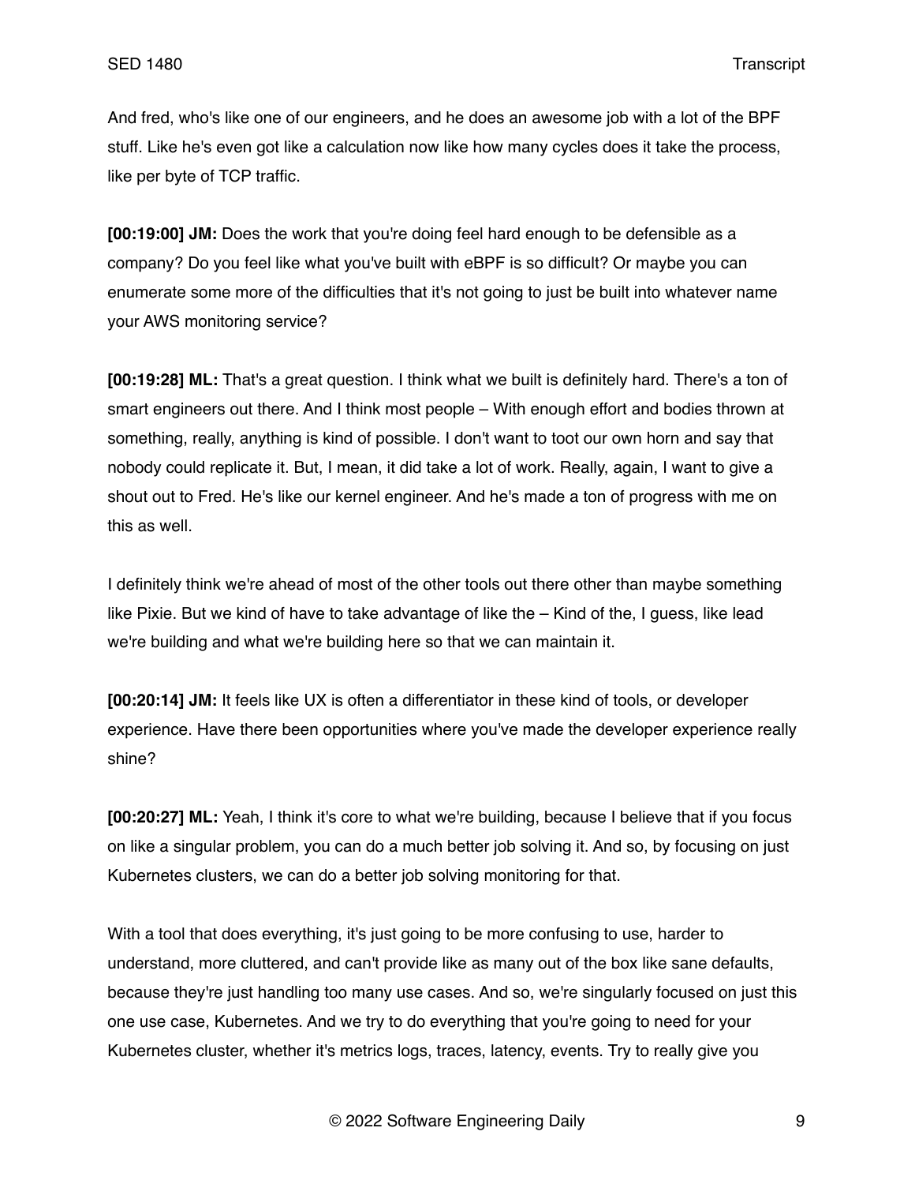And fred, who's like one of our engineers, and he does an awesome job with a lot of the BPF stuff. Like he's even got like a calculation now like how many cycles does it take the process, like per byte of TCP traffic.

**[00:19:00] JM:** Does the work that you're doing feel hard enough to be defensible as a company? Do you feel like what you've built with eBPF is so difficult? Or maybe you can enumerate some more of the difficulties that it's not going to just be built into whatever name your AWS monitoring service?

**[00:19:28] ML:** That's a great question. I think what we built is definitely hard. There's a ton of smart engineers out there. And I think most people – With enough effort and bodies thrown at something, really, anything is kind of possible. I don't want to toot our own horn and say that nobody could replicate it. But, I mean, it did take a lot of work. Really, again, I want to give a shout out to Fred. He's like our kernel engineer. And he's made a ton of progress with me on this as well.

I definitely think we're ahead of most of the other tools out there other than maybe something like Pixie. But we kind of have to take advantage of like the – Kind of the, I guess, like lead we're building and what we're building here so that we can maintain it.

**[00:20:14] JM:** It feels like UX is often a differentiator in these kind of tools, or developer experience. Have there been opportunities where you've made the developer experience really shine?

**[00:20:27] ML:** Yeah, I think it's core to what we're building, because I believe that if you focus on like a singular problem, you can do a much better job solving it. And so, by focusing on just Kubernetes clusters, we can do a better job solving monitoring for that.

With a tool that does everything, it's just going to be more confusing to use, harder to understand, more cluttered, and can't provide like as many out of the box like sane defaults, because they're just handling too many use cases. And so, we're singularly focused on just this one use case, Kubernetes. And we try to do everything that you're going to need for your Kubernetes cluster, whether it's metrics logs, traces, latency, events. Try to really give you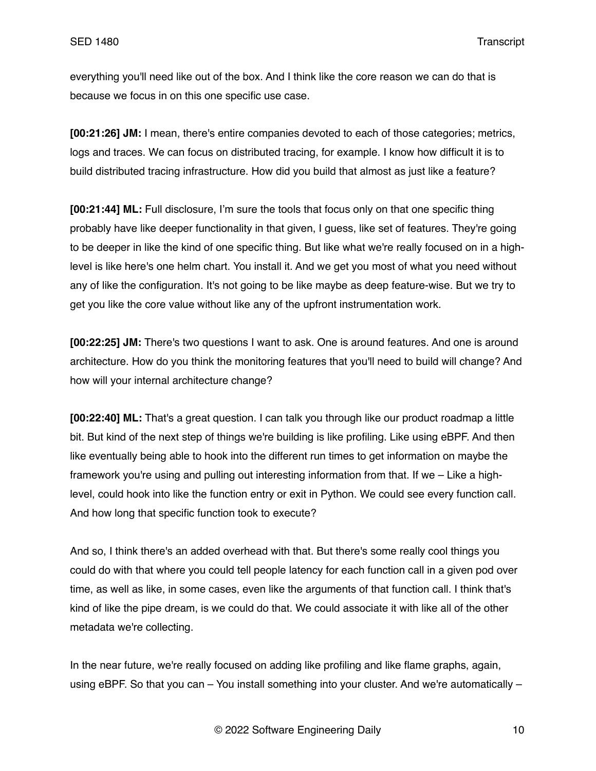everything you'll need like out of the box. And I think like the core reason we can do that is because we focus in on this one specific use case.

**[00:21:26] JM:** I mean, there's entire companies devoted to each of those categories; metrics, logs and traces. We can focus on distributed tracing, for example. I know how difficult it is to build distributed tracing infrastructure. How did you build that almost as just like a feature?

**[00:21:44] ML:** Full disclosure, I'm sure the tools that focus only on that one specific thing probably have like deeper functionality in that given, I guess, like set of features. They're going to be deeper in like the kind of one specific thing. But like what we're really focused on in a high-level is like here's one helm chart. You install it. And we get you most of what you need without any of like the configuration. It's not going to be like maybe as deep feature-wise. But we try to get you like the core value without like any of the upfront instrumentation work.

**[00:22:25] JM:** There's two questions I want to ask. One is around features. And one is around architecture. How do you think the monitoring features that you'll need to build will change? And how will your internal architecture change?

**[00:22:40] ML:** That's a great question. I can talk you through like our product roadmap a little bit. But kind of the next step of things we're building is like profiling. Like using eBPF. And then like eventually being able to hook into the different run times to get information on maybe the framework you're using and pulling out interesting information from that. If we – Like a high-level, could hook into like the function entry or exit in Python. We could see every function call. And how long that specific function took to execute?

And so, I think there's an added overhead with that. But there's some really cool things you could do with that where you could tell people latency for each function call in a given pod over time, as well as like, in some cases, even like the arguments of that function call. I think that's kind of like the pipe dream, is we could do that. We could associate it with like all of the other metadata we're collecting.

In the near future, we're really focused on adding like profiling and like flame graphs, again, using eBPF. So that you can – You install something into your cluster. And we're automatically –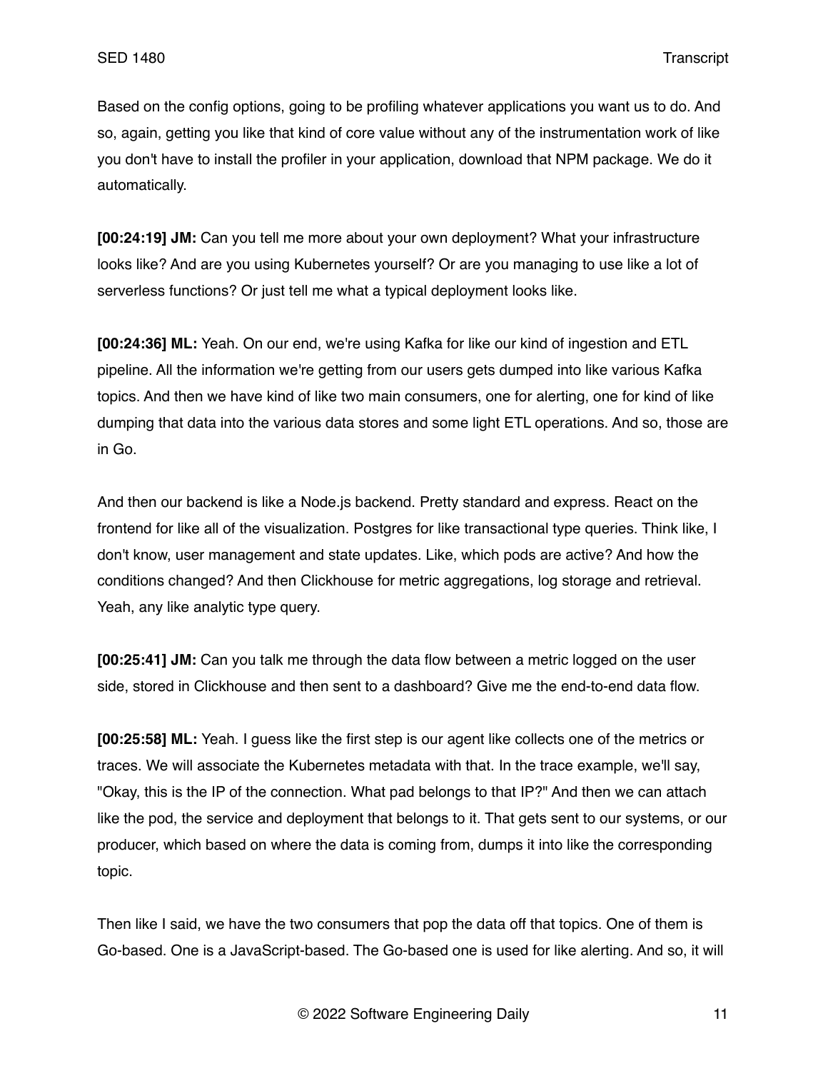Based on the config options, going to be profiling whatever applications you want us to do. And so, again, getting you like that kind of core value without any of the instrumentation work of like you don't have to install the profiler in your application, download that NPM package. We do it automatically.

**[00:24:19] JM:** Can you tell me more about your own deployment? What your infrastructure looks like? And are you using Kubernetes yourself? Or are you managing to use like a lot of serverless functions? Or just tell me what a typical deployment looks like.

**[00:24:36] ML:** Yeah. On our end, we're using Kafka for like our kind of ingestion and ETL pipeline. All the information we're getting from our users gets dumped into like various Kafka topics. And then we have kind of like two main consumers, one for alerting, one for kind of like dumping that data into the various data stores and some light ETL operations. And so, those are in Go.

And then our backend is like a Node.js backend. Pretty standard and express. React on the frontend for like all of the visualization. Postgres for like transactional type queries. Think like, I don't know, user management and state updates. Like, which pods are active? And how the conditions changed? And then Clickhouse for metric aggregations, log storage and retrieval. Yeah, any like analytic type query.

**[00:25:41] JM:** Can you talk me through the data flow between a metric logged on the user side, stored in Clickhouse and then sent to a dashboard? Give me the end-to-end data flow.

**[00:25:58] ML:** Yeah. I guess like the first step is our agent like collects one of the metrics or traces. We will associate the Kubernetes metadata with that. In the trace example, we'll say, "Okay, this is the IP of the connection. What pad belongs to that IP?" And then we can attach like the pod, the service and deployment that belongs to it. That gets sent to our systems, or our producer, which based on where the data is coming from, dumps it into like the corresponding topic.

Then like I said, we have the two consumers that pop the data off that topics. One of them is Go-based. One is a JavaScript-based. The Go-based one is used for like alerting. And so, it will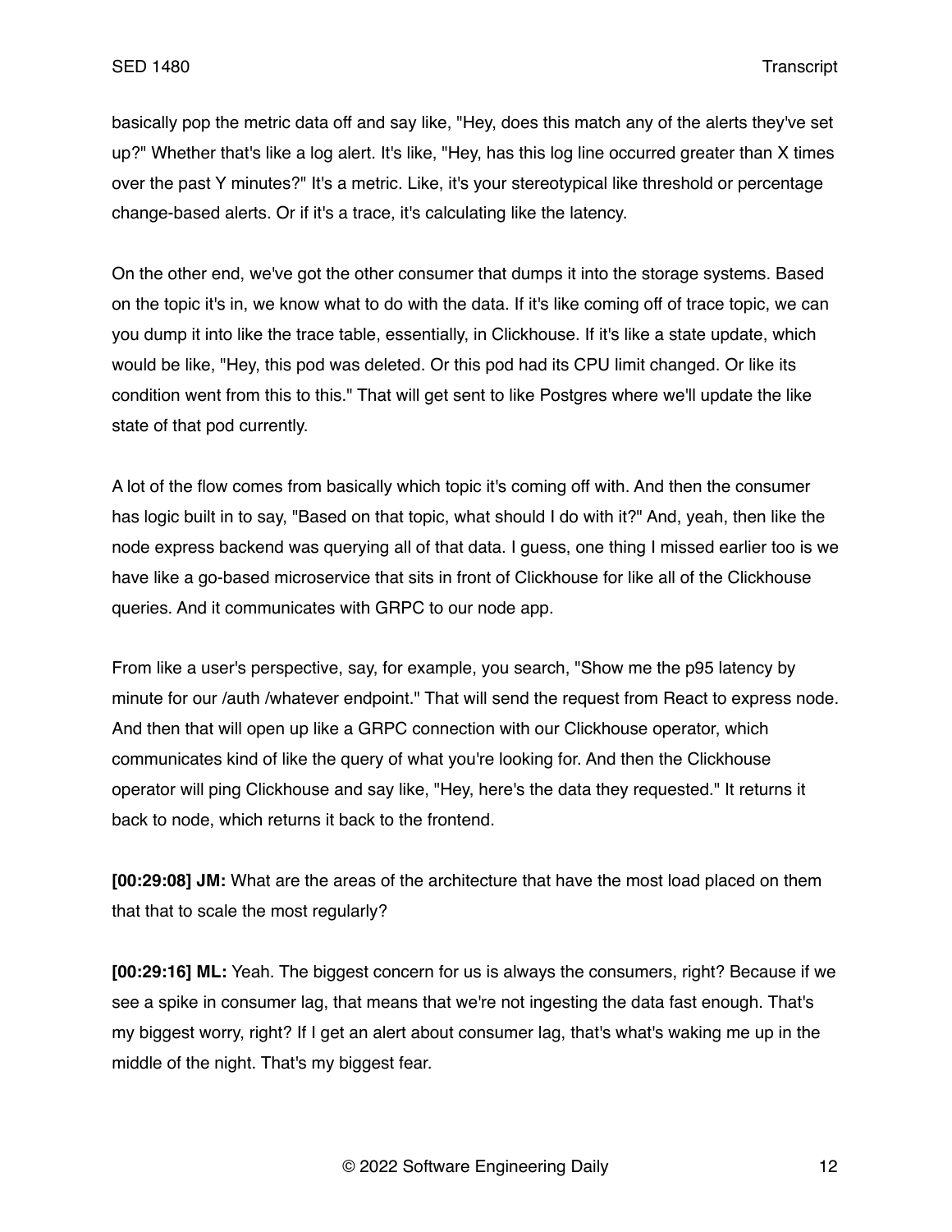basically pop the metric data off and say like, "Hey, does this match any of the alerts they've set up?" Whether that's like a log alert. It's like, "Hey, has this log line occurred greater than X times over the past Y minutes?" It's a metric. Like, it's your stereotypical like threshold or percentage change-based alerts. Or if it's a trace, it's calculating like the latency.

On the other end, we've got the other consumer that dumps it into the storage systems. Based on the topic it's in, we know what to do with the data. If it's like coming off of trace topic, we can you dump it into like the trace table, essentially, in Clickhouse. If it's like a state update, which would be like, "Hey, this pod was deleted. Or this pod had its CPU limit changed. Or like its condition went from this to this." That will get sent to like Postgres where we'll update the like state of that pod currently.

A lot of the flow comes from basically which topic it's coming off with. And then the consumer has logic built in to say, "Based on that topic, what should I do with it?" And, yeah, then like the node express backend was querying all of that data. I guess, one thing I missed earlier too is we have like a go-based microservice that sits in front of Clickhouse for like all of the Clickhouse queries. And it communicates with GRPC to our node app.

From like a user's perspective, say, for example, you search, "Show me the p95 latency by minute for our /auth /whatever endpoint." That will send the request from React to express node. And then that will open up like a GRPC connection with our Clickhouse operator, which communicates kind of like the query of what you're looking for. And then the Clickhouse operator will ping Clickhouse and say like, "Hey, here's the data they requested." It returns it back to node, which returns it back to the frontend.

**[00:29:08] JM:** What are the areas of the architecture that have the most load placed on them that that to scale the most regularly?

**[00:29:16] ML:** Yeah. The biggest concern for us is always the consumers, right? Because if we see a spike in consumer lag, that means that we're not ingesting the data fast enough. That's my biggest worry, right? If I get an alert about consumer lag, that's what's waking me up in the middle of the night. That's my biggest fear.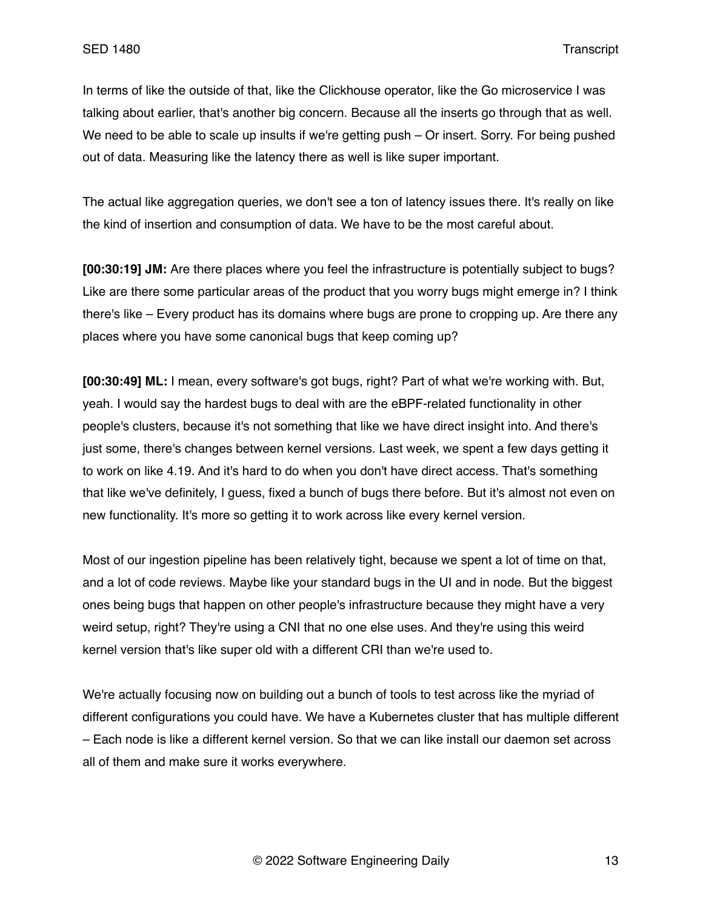In terms of like the outside of that, like the Clickhouse operator, like the Go microservice I was talking about earlier, that's another big concern. Because all the inserts go through that as well. We need to be able to scale up insults if we're getting push – Or insert. Sorry. For being pushed out of data. Measuring like the latency there as well is like super important.

The actual like aggregation queries, we don't see a ton of latency issues there. It's really on like the kind of insertion and consumption of data. We have to be the most careful about.

**[00:30:19] JM:** Are there places where you feel the infrastructure is potentially subject to bugs? Like are there some particular areas of the product that you worry bugs might emerge in? I think there's like – Every product has its domains where bugs are prone to cropping up. Are there any places where you have some canonical bugs that keep coming up?

**[00:30:49] ML:** I mean, every software's got bugs, right? Part of what we're working with. But, yeah. I would say the hardest bugs to deal with are the eBPF-related functionality in other people's clusters, because it's not something that like we have direct insight into. And there's just some, there's changes between kernel versions. Last week, we spent a few days getting it to work on like 4.19. And it's hard to do when you don't have direct access. That's something that like we've definitely, I guess, fixed a bunch of bugs there before. But it's almost not even on new functionality. It's more so getting it to work across like every kernel version.

Most of our ingestion pipeline has been relatively tight, because we spent a lot of time on that, and a lot of code reviews. Maybe like your standard bugs in the UI and in node. But the biggest ones being bugs that happen on other people's infrastructure because they might have a very weird setup, right? They're using a CNI that no one else uses. And they're using this weird kernel version that's like super old with a different CRI than we're used to.

We're actually focusing now on building out a bunch of tools to test across like the myriad of different configurations you could have. We have a Kubernetes cluster that has multiple different – Each node is like a different kernel version. So that we can like install our daemon set across all of them and make sure it works everywhere.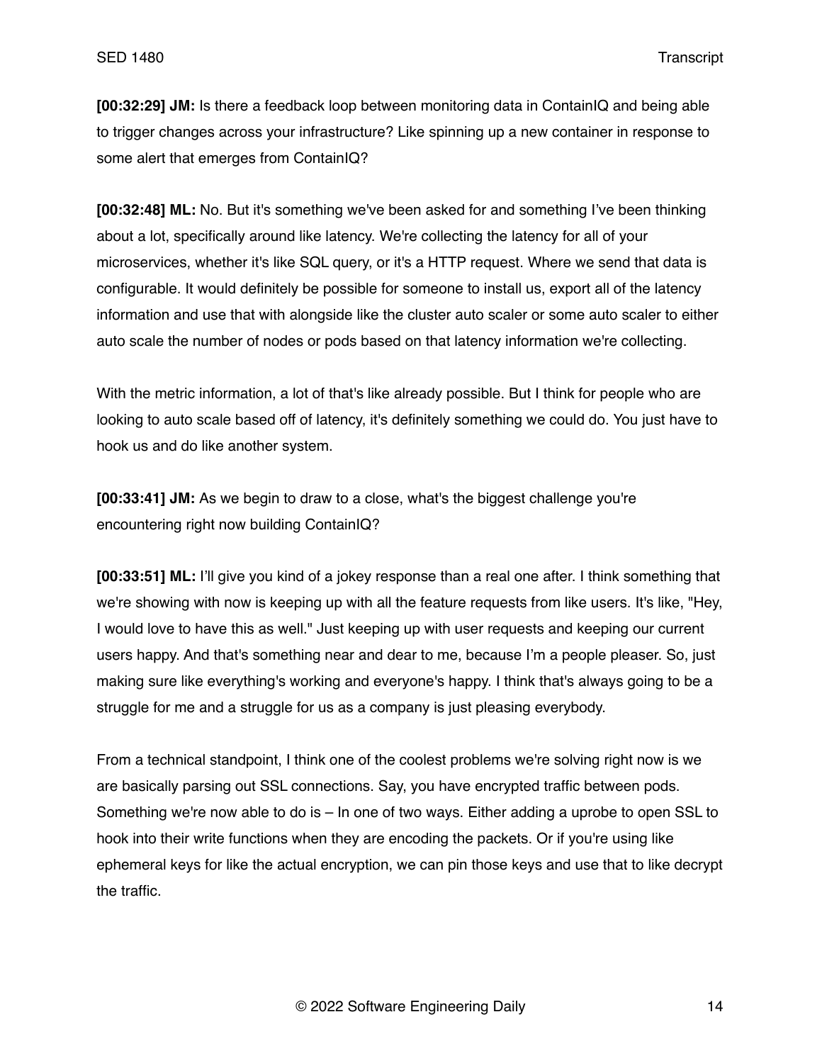**[00:32:29] JM:** Is there a feedback loop between monitoring data in ContainIQ and being able to trigger changes across your infrastructure? Like spinning up a new container in response to some alert that emerges from ContainIQ?

**[00:32:48] ML:** No. But it's something we've been asked for and something I've been thinking about a lot, specifically around like latency. We're collecting the latency for all of your microservices, whether it's like SQL query, or it's a HTTP request. Where we send that data is configurable. It would definitely be possible for someone to install us, export all of the latency information and use that with alongside like the cluster auto scaler or some auto scaler to either auto scale the number of nodes or pods based on that latency information we're collecting.

With the metric information, a lot of that's like already possible. But I think for people who are looking to auto scale based off of latency, it's definitely something we could do. You just have to hook us and do like another system.

**[00:33:41] JM:** As we begin to draw to a close, what's the biggest challenge you're encountering right now building ContainIQ?

**[00:33:51] ML:** I'll give you kind of a jokey response than a real one after. I think something that we're showing with now is keeping up with all the feature requests from like users. It's like, "Hey, I would love to have this as well." Just keeping up with user requests and keeping our current users happy. And that's something near and dear to me, because I'm a people pleaser. So, just making sure like everything's working and everyone's happy. I think that's always going to be a struggle for me and a struggle for us as a company is just pleasing everybody.

From a technical standpoint, I think one of the coolest problems we're solving right now is we are basically parsing out SSL connections. Say, you have encrypted traffic between pods. Something we're now able to do is – In one of two ways. Either adding a uprobe to open SSL to hook into their write functions when they are encoding the packets. Or if you're using like ephemeral keys for like the actual encryption, we can pin those keys and use that to like decrypt the traffic.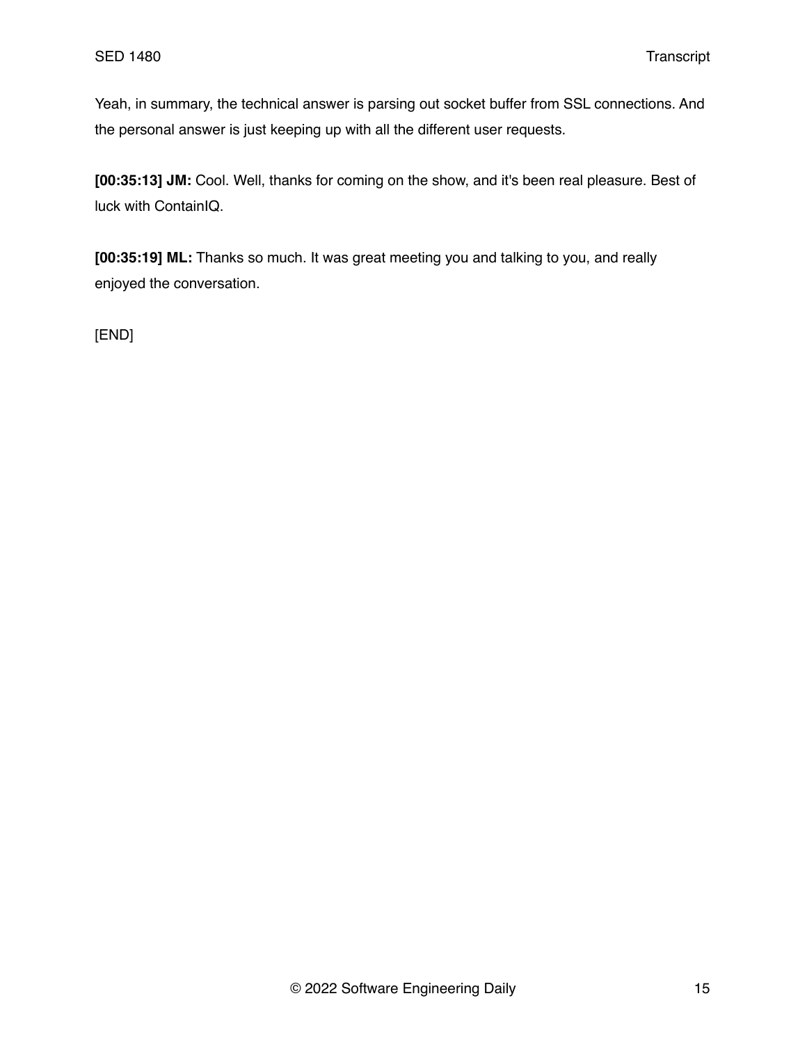Yeah, in summary, the technical answer is parsing out socket buffer from SSL connections. And the personal answer is just keeping up with all the different user requests.

**[00:35:13] JM:** Cool. Well, thanks for coming on the show, and it's been real pleasure. Best of luck with ContainIQ.

**[00:35:19] ML:** Thanks so much. It was great meeting you and talking to you, and really enjoyed the conversation.

[END]